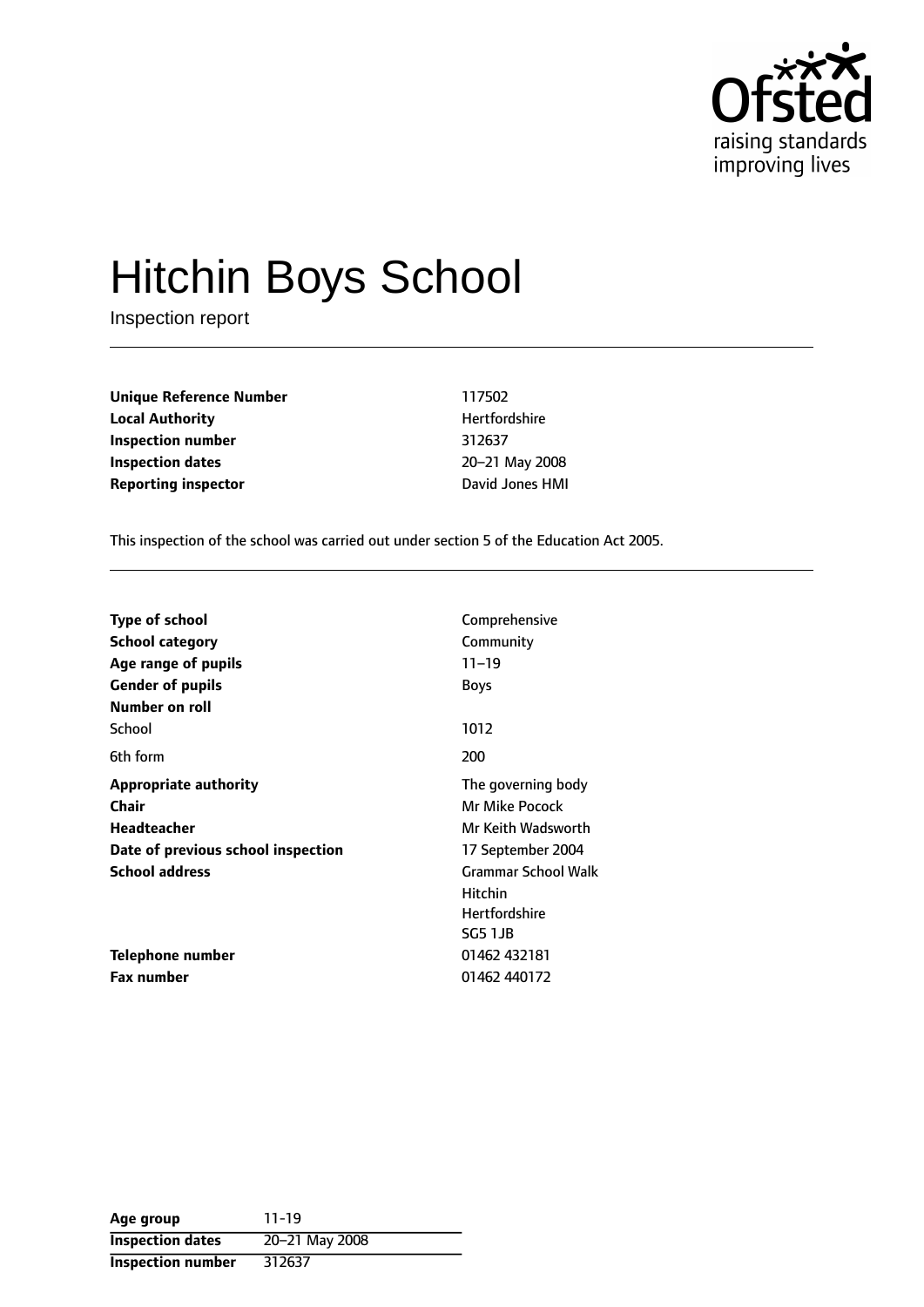# Hitchin Boys School

Inspection report

| | |
|---|---|
| **Unique Reference Number** | 117502 |
| **Local Authority** | Hertfordshire |
| **Inspection number** | 312637 |
| **Inspection dates** | 20–21 May 2008 |
| **Reporting inspector** | David Jones HMI |

This inspection of the school was carried out under section 5 of the Education Act 2005.

| | |
|---|---|
| **Type of school** | Comprehensive |
| **School category** | Community |
| **Age range of pupils** | 11–19 |
| **Gender of pupils** | Boys |
| **Number on roll** | |
| School | 1012 |
| 6th form | 200 |
| **Appropriate authority** | The governing body |
| **Chair** | Mr Mike Pocock |
| **Headteacher** | Mr Keith Wadsworth |
| **Date of previous school inspection** | 17 September 2004 |
| **School address** | Grammar School Walk<br>Hitchin<br>Hertfordshire<br>SG5 1JB |
| **Telephone number** | 01462 432181 |
| **Fax number** | 01462 440172 |

| | |
|---|---|
| **Age group** | 11-19 |
| **Inspection dates** | 20–21 May 2008 |
| **Inspection number** | 312637 |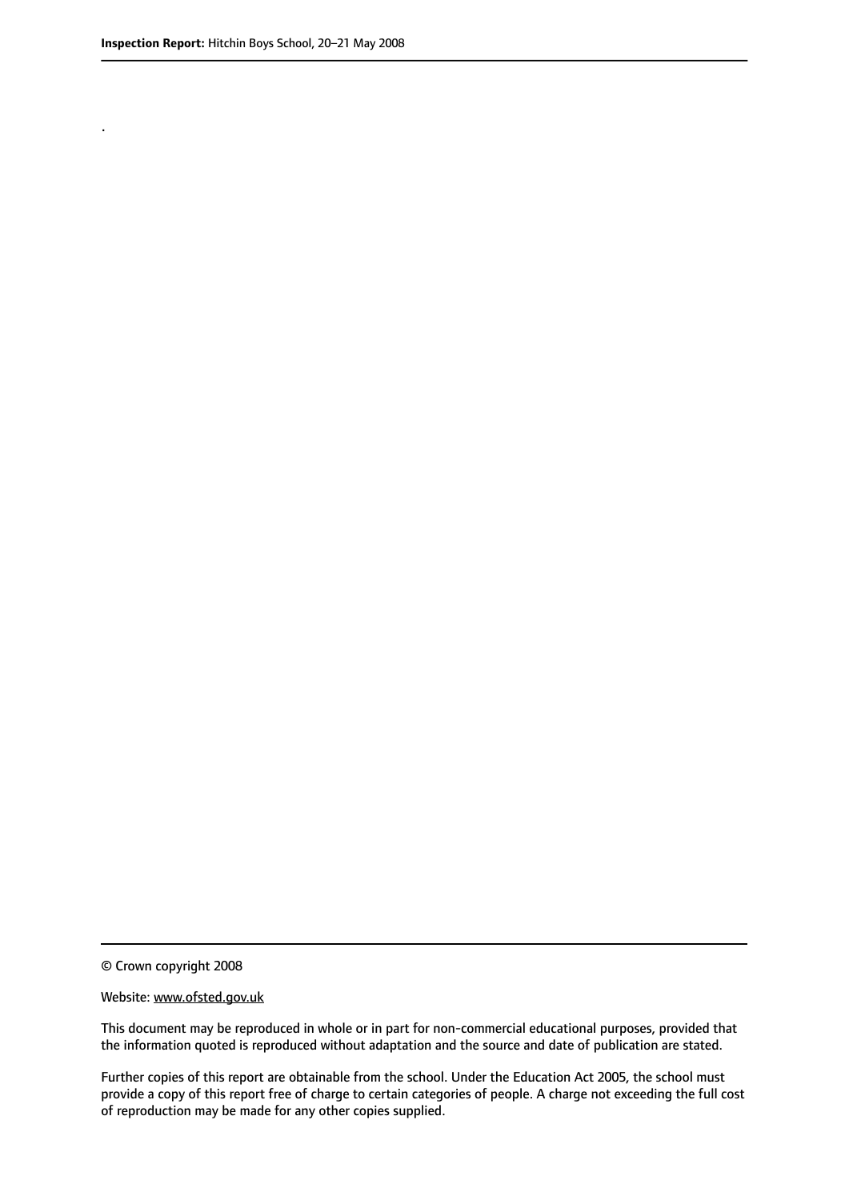.

© Crown copyright 2008

Website: www.ofsted.gov.uk

This document may be reproduced in whole or in part for non-commercial educational purposes, provided that the information quoted is reproduced without adaptation and the source and date of publication are stated.

Further copies of this report are obtainable from the school. Under the Education Act 2005, the school must provide a copy of this report free of charge to certain categories of people. A charge not exceeding the full cost of reproduction may be made for any other copies supplied.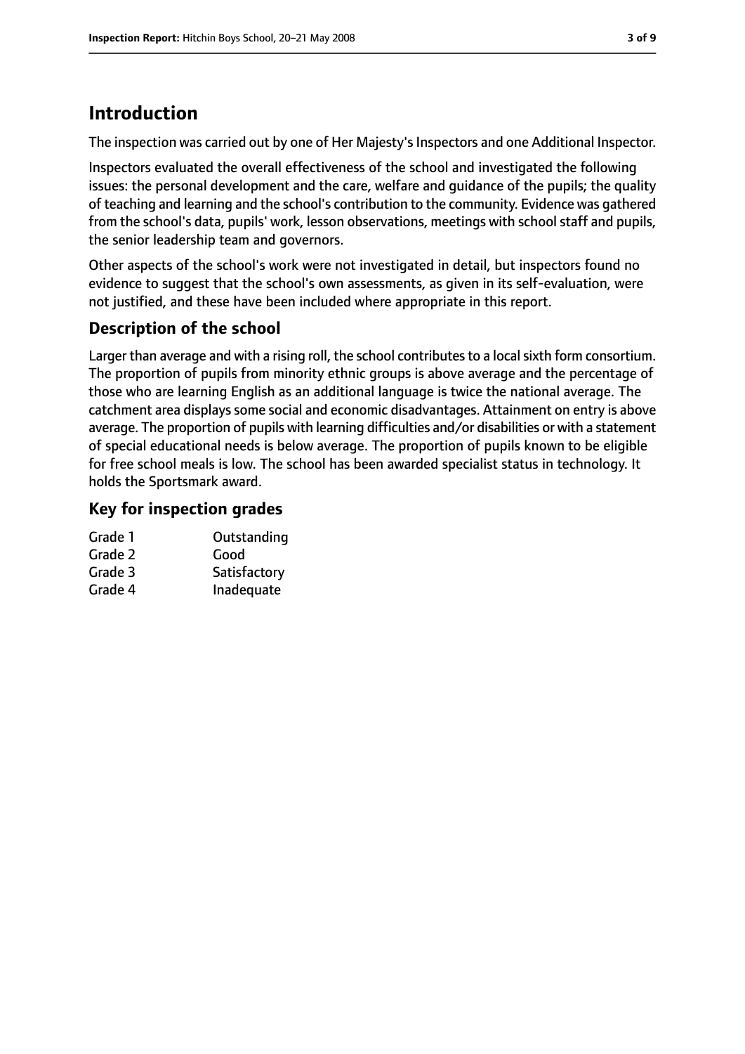# Introduction

The inspection was carried out by one of Her Majesty's Inspectors and one Additional Inspector.

Inspectors evaluated the overall effectiveness of the school and investigated the following issues: the personal development and the care, welfare and guidance of the pupils; the quality of teaching and learning and the school's contribution to the community. Evidence was gathered from the school's data, pupils' work, lesson observations, meetings with school staff and pupils, the senior leadership team and governors.

Other aspects of the school's work were not investigated in detail, but inspectors found no evidence to suggest that the school's own assessments, as given in its self-evaluation, were not justified, and these have been included where appropriate in this report.

## Description of the school

Larger than average and with a rising roll, the school contributes to a local sixth form consortium. The proportion of pupils from minority ethnic groups is above average and the percentage of those who are learning English as an additional language is twice the national average. The catchment area displays some social and economic disadvantages. Attainment on entry is above average. The proportion of pupils with learning difficulties and/or disabilities or with a statement of special educational needs is below average. The proportion of pupils known to be eligible for free school meals is low. The school has been awarded specialist status in technology. It holds the Sportsmark award.

## Key for inspection grades

| | |
|---|---|
| Grade 1 | Outstanding |
| Grade 2 | Good |
| Grade 3 | Satisfactory |
| Grade 4 | Inadequate |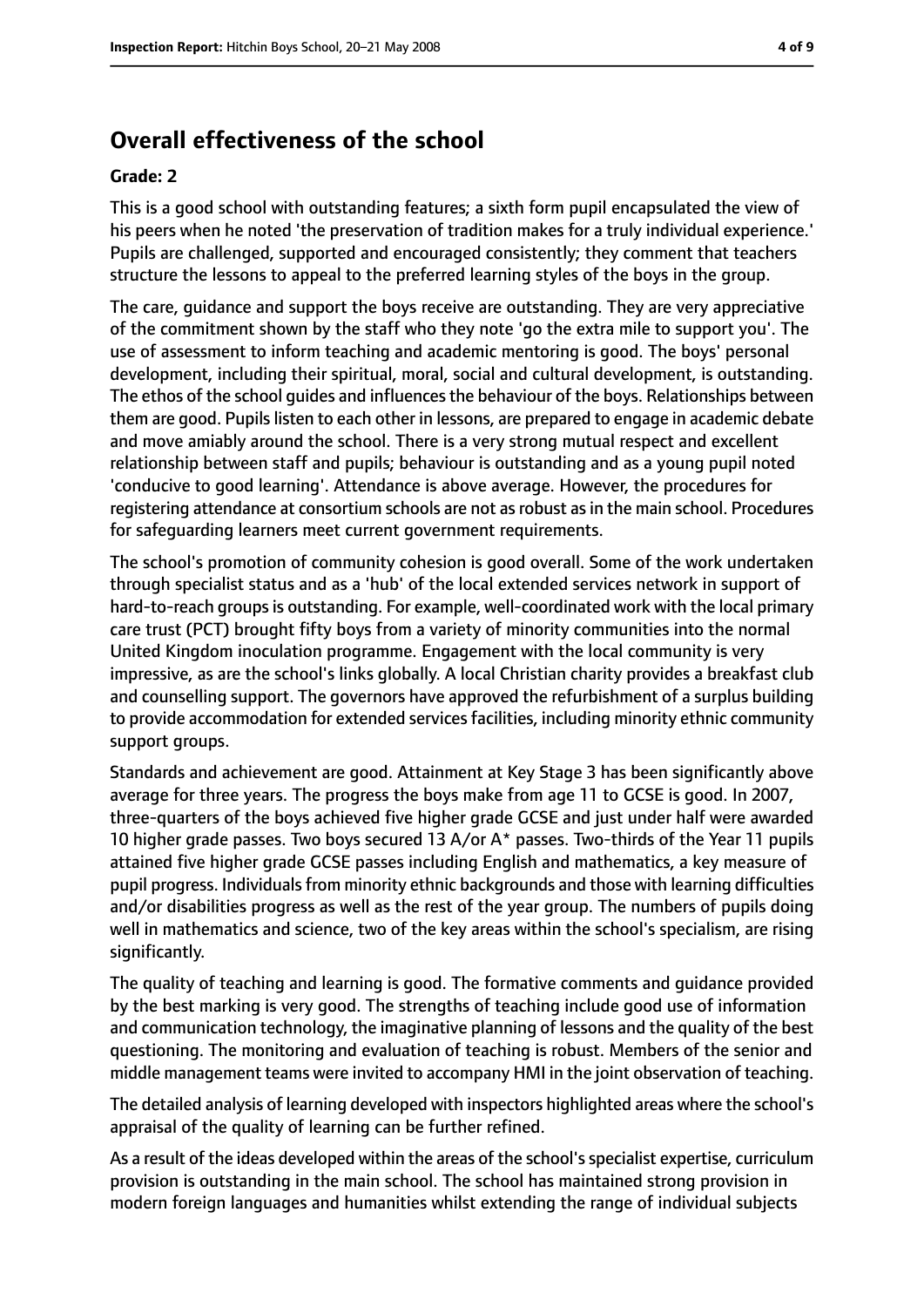## Overall effectiveness of the school

**Grade: 2**

This is a good school with outstanding features; a sixth form pupil encapsulated the view of his peers when he noted 'the preservation of tradition makes for a truly individual experience.' Pupils are challenged, supported and encouraged consistently; they comment that teachers structure the lessons to appeal to the preferred learning styles of the boys in the group.

The care, guidance and support the boys receive are outstanding. They are very appreciative of the commitment shown by the staff who they note 'go the extra mile to support you'. The use of assessment to inform teaching and academic mentoring is good. The boys' personal development, including their spiritual, moral, social and cultural development, is outstanding. The ethos of the school guides and influences the behaviour of the boys. Relationships between them are good. Pupils listen to each other in lessons, are prepared to engage in academic debate and move amiably around the school. There is a very strong mutual respect and excellent relationship between staff and pupils; behaviour is outstanding and as a young pupil noted 'conducive to good learning'. Attendance is above average. However, the procedures for registering attendance at consortium schools are not as robust as in the main school. Procedures for safeguarding learners meet current government requirements.

The school's promotion of community cohesion is good overall. Some of the work undertaken through specialist status and as a 'hub' of the local extended services network in support of hard-to-reach groups is outstanding. For example, well-coordinated work with the local primary care trust (PCT) brought fifty boys from a variety of minority communities into the normal United Kingdom inoculation programme. Engagement with the local community is very impressive, as are the school's links globally. A local Christian charity provides a breakfast club and counselling support. The governors have approved the refurbishment of a surplus building to provide accommodation for extended services facilities, including minority ethnic community support groups.

Standards and achievement are good. Attainment at Key Stage 3 has been significantly above average for three years. The progress the boys make from age 11 to GCSE is good. In 2007, three-quarters of the boys achieved five higher grade GCSE and just under half were awarded 10 higher grade passes. Two boys secured 13 A/or A* passes. Two-thirds of the Year 11 pupils attained five higher grade GCSE passes including English and mathematics, a key measure of pupil progress. Individuals from minority ethnic backgrounds and those with learning difficulties and/or disabilities progress as well as the rest of the year group. The numbers of pupils doing well in mathematics and science, two of the key areas within the school's specialism, are rising significantly.

The quality of teaching and learning is good. The formative comments and guidance provided by the best marking is very good. The strengths of teaching include good use of information and communication technology, the imaginative planning of lessons and the quality of the best questioning. The monitoring and evaluation of teaching is robust. Members of the senior and middle management teams were invited to accompany HMI in the joint observation of teaching.

The detailed analysis of learning developed with inspectors highlighted areas where the school's appraisal of the quality of learning can be further refined.

As a result of the ideas developed within the areas of the school's specialist expertise, curriculum provision is outstanding in the main school. The school has maintained strong provision in modern foreign languages and humanities whilst extending the range of individual subjects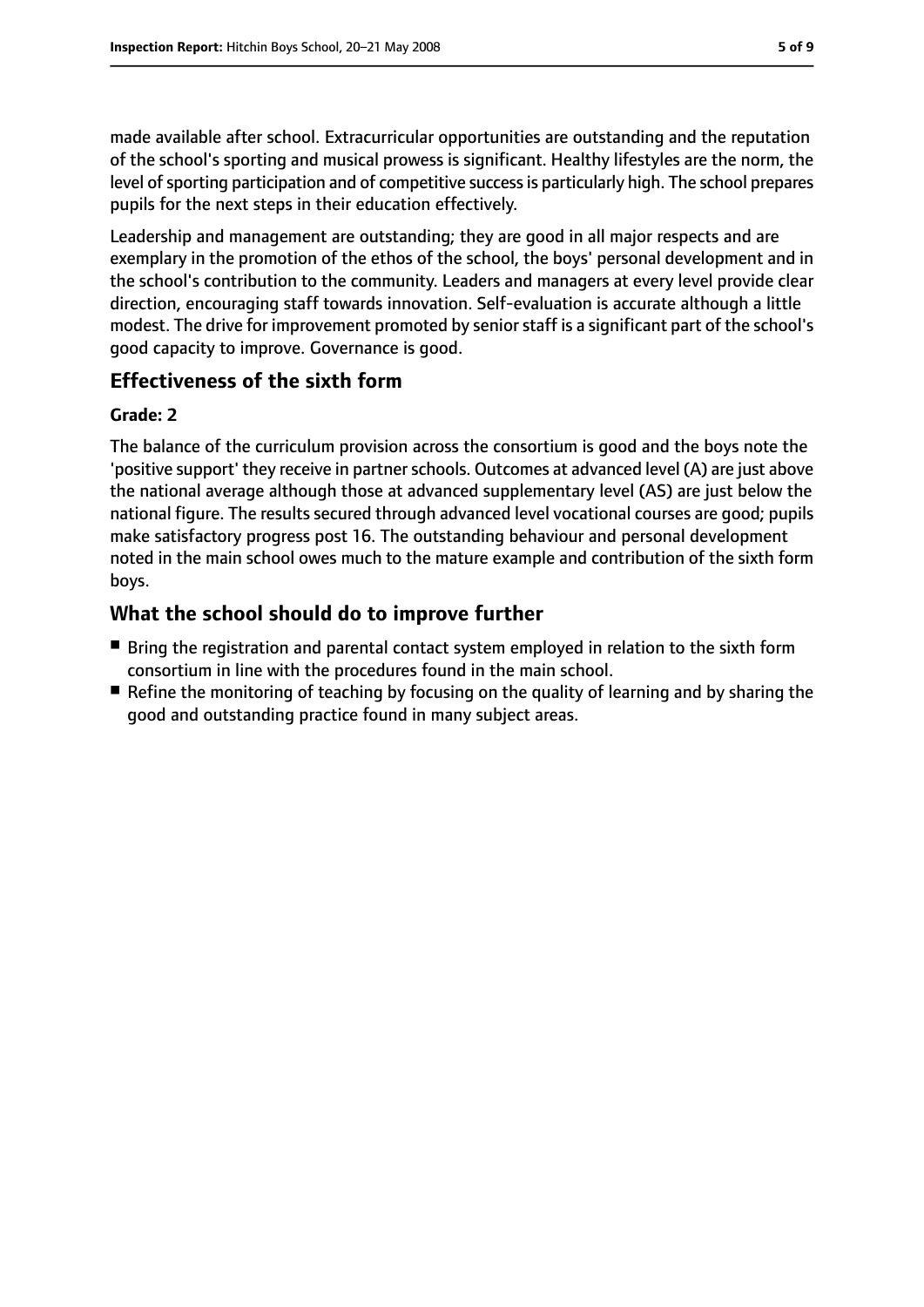made available after school. Extracurricular opportunities are outstanding and the reputation of the school's sporting and musical prowess is significant. Healthy lifestyles are the norm, the level of sporting participation and of competitive success is particularly high. The school prepares pupils for the next steps in their education effectively.

Leadership and management are outstanding; they are good in all major respects and are exemplary in the promotion of the ethos of the school, the boys' personal development and in the school's contribution to the community. Leaders and managers at every level provide clear direction, encouraging staff towards innovation. Self-evaluation is accurate although a little modest. The drive for improvement promoted by senior staff is a significant part of the school's good capacity to improve. Governance is good.

## Effectiveness of the sixth form

**Grade: 2**

The balance of the curriculum provision across the consortium is good and the boys note the 'positive support' they receive in partner schools. Outcomes at advanced level (A) are just above the national average although those at advanced supplementary level (AS) are just below the national figure. The results secured through advanced level vocational courses are good; pupils make satisfactory progress post 16. The outstanding behaviour and personal development noted in the main school owes much to the mature example and contribution of the sixth form boys.

## What the school should do to improve further

- Bring the registration and parental contact system employed in relation to the sixth form consortium in line with the procedures found in the main school.
- Refine the monitoring of teaching by focusing on the quality of learning and by sharing the good and outstanding practice found in many subject areas.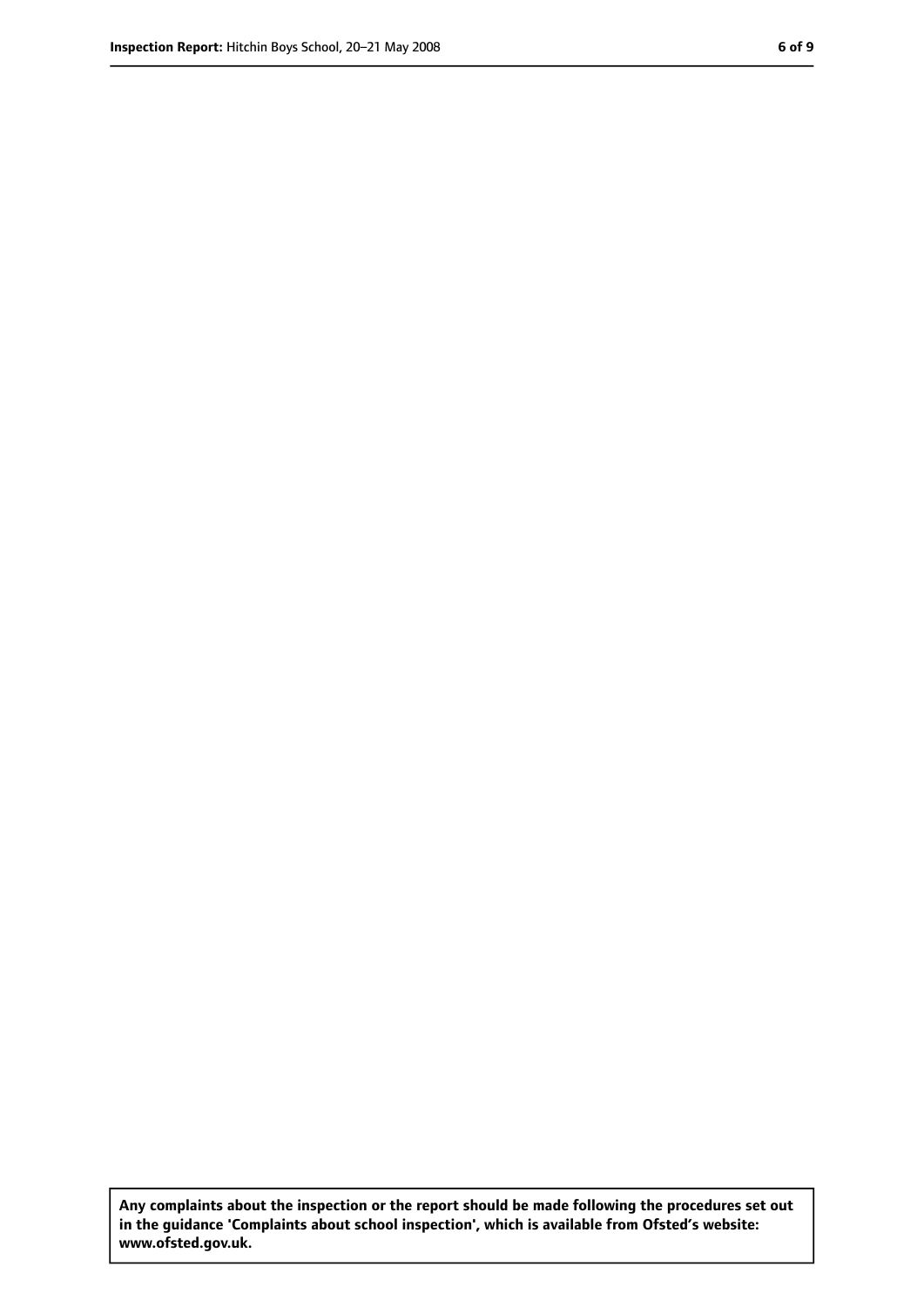**Any complaints about the inspection or the report should be made following the procedures set out in the guidance 'Complaints about school inspection', which is available from Ofsted's website: www.ofsted.gov.uk.**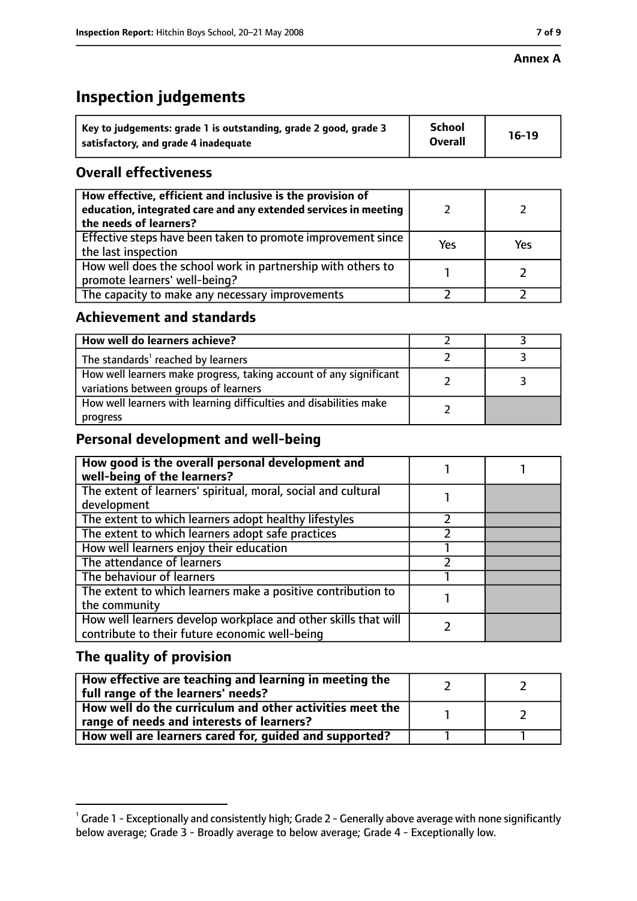**Annex A**

# Inspection judgements

| Key to judgements: grade 1 is outstanding, grade 2 good, grade 3 satisfactory, and grade 4 inadequate | School Overall | 16-19 |
|---|---|---|

## Overall effectiveness

| | | |
|---|---|---|
| How effective, efficient and inclusive is the provision of education, integrated care and any extended services in meeting the needs of learners? | 2 | 2 |
| Effective steps have been taken to promote improvement since the last inspection | Yes | Yes |
| How well does the school work in partnership with others to promote learners' well-being? | 1 | 2 |
| The capacity to make any necessary improvements | 2 | 2 |

## Achievement and standards

| | | |
|---|---|---|
| How well do learners achieve? | 2 | 3 |
| The standards[1] reached by learners | 2 | 3 |
| How well learners make progress, taking account of any significant variations between groups of learners | 2 | 3 |
| How well learners with learning difficulties and disabilities make progress | 2 | |

## Personal development and well-being

| | | |
|---|---|---|
| How good is the overall personal development and well-being of the learners? | 1 | 1 |
| The extent of learners' spiritual, moral, social and cultural development | 1 | |
| The extent to which learners adopt healthy lifestyles | 2 | |
| The extent to which learners adopt safe practices | 2 | |
| How well learners enjoy their education | 1 | |
| The attendance of learners | 2 | |
| The behaviour of learners | 1 | |
| The extent to which learners make a positive contribution to the community | 1 | |
| How well learners develop workplace and other skills that will contribute to their future economic well-being | 2 | |

## The quality of provision

| | | |
|---|---|---|
| How effective are teaching and learning in meeting the full range of the learners' needs? | 2 | 2 |
| How well do the curriculum and other activities meet the range of needs and interests of learners? | 1 | 2 |
| How well are learners cared for, guided and supported? | 1 | 1 |

[1] Grade 1 - Exceptionally and consistently high; Grade 2 - Generally above average with none significantly below average; Grade 3 - Broadly average to below average; Grade 4 - Exceptionally low.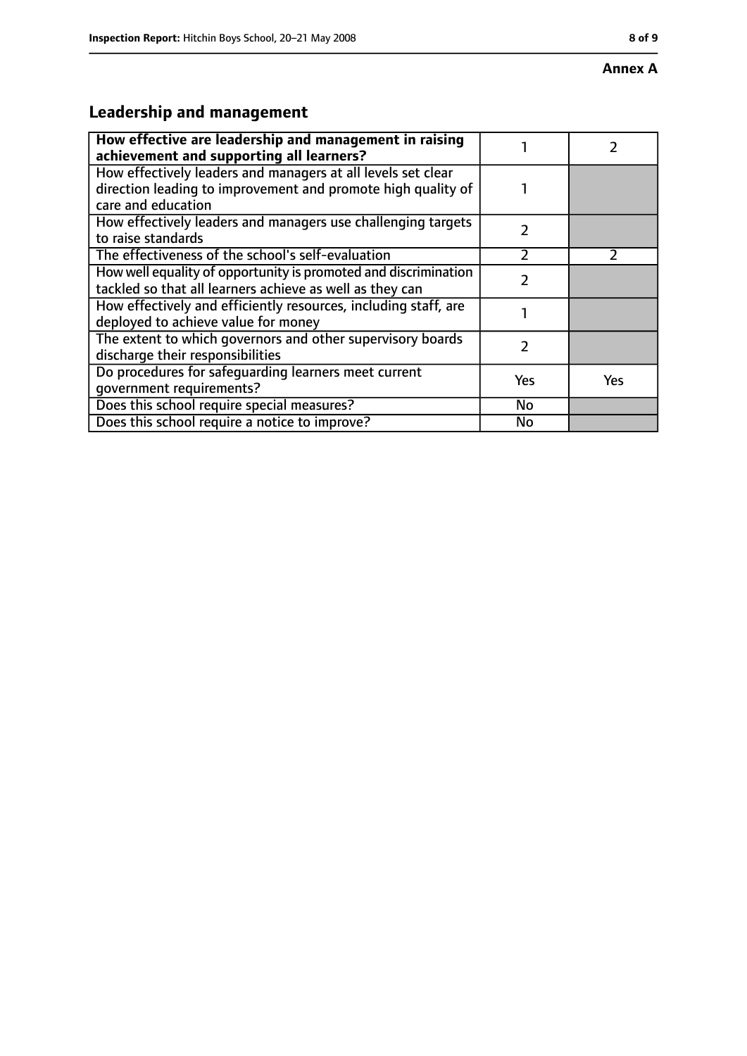**Annex A**

## Leadership and management

| How effective are leadership and management in raising achievement and supporting all learners? | 1 | 2 |
|---|---|---|
| How effectively leaders and managers at all levels set clear direction leading to improvement and promote high quality of care and education | 1 | |
| How effectively leaders and managers use challenging targets to raise standards | 2 | |
| The effectiveness of the school's self-evaluation | 2 | 2 |
| How well equality of opportunity is promoted and discrimination tackled so that all learners achieve as well as they can | 2 | |
| How effectively and efficiently resources, including staff, are deployed to achieve value for money | 1 | |
| The extent to which governors and other supervisory boards discharge their responsibilities | 2 | |
| Do procedures for safeguarding learners meet current government requirements? | Yes | Yes |
| Does this school require special measures? | No | |
| Does this school require a notice to improve? | No | |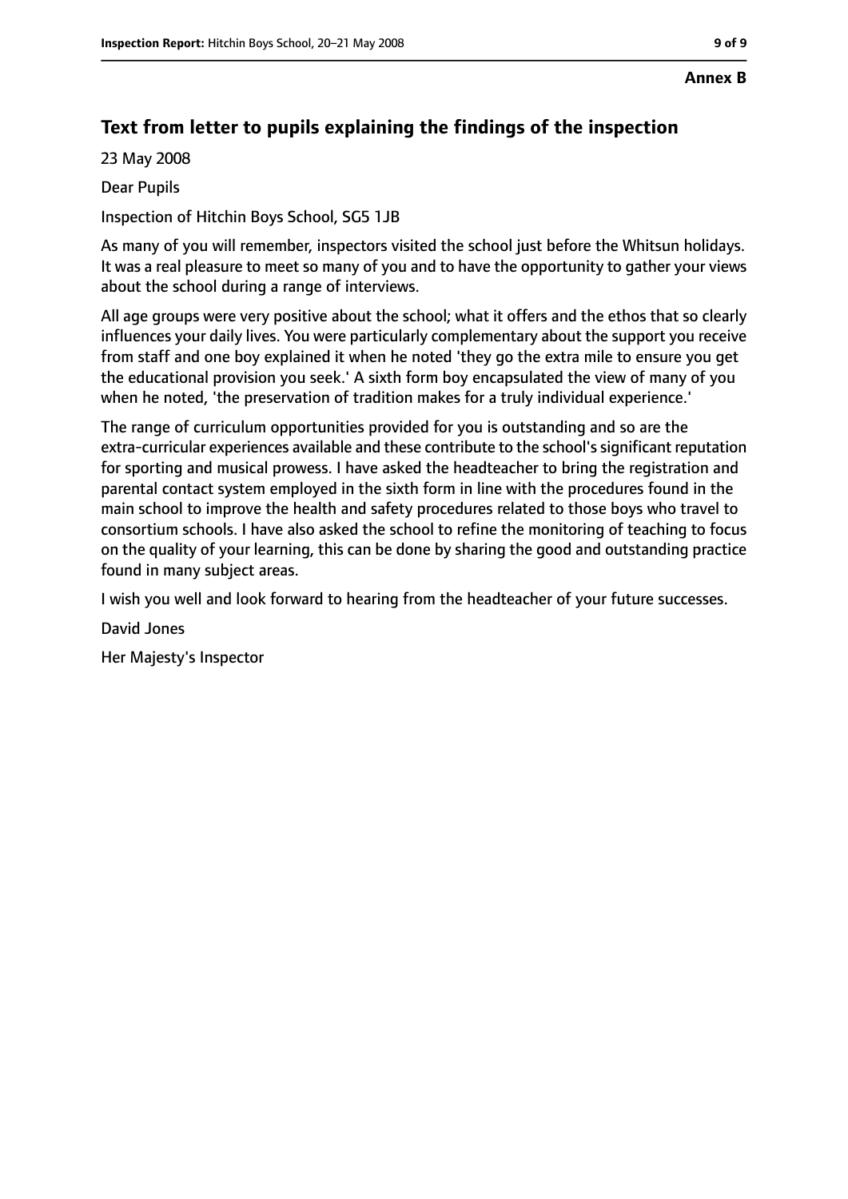**Annex B**

## Text from letter to pupils explaining the findings of the inspection

23 May 2008

Dear Pupils

Inspection of Hitchin Boys School, SG5 1JB

As many of you will remember, inspectors visited the school just before the Whitsun holidays. It was a real pleasure to meet so many of you and to have the opportunity to gather your views about the school during a range of interviews.

All age groups were very positive about the school; what it offers and the ethos that so clearly influences your daily lives. You were particularly complementary about the support you receive from staff and one boy explained it when he noted 'they go the extra mile to ensure you get the educational provision you seek.' A sixth form boy encapsulated the view of many of you when he noted, 'the preservation of tradition makes for a truly individual experience.'

The range of curriculum opportunities provided for you is outstanding and so are the extra-curricular experiences available and these contribute to the school's significant reputation for sporting and musical prowess. I have asked the headteacher to bring the registration and parental contact system employed in the sixth form in line with the procedures found in the main school to improve the health and safety procedures related to those boys who travel to consortium schools. I have also asked the school to refine the monitoring of teaching to focus on the quality of your learning, this can be done by sharing the good and outstanding practice found in many subject areas.

I wish you well and look forward to hearing from the headteacher of your future successes.

David Jones

Her Majesty's Inspector